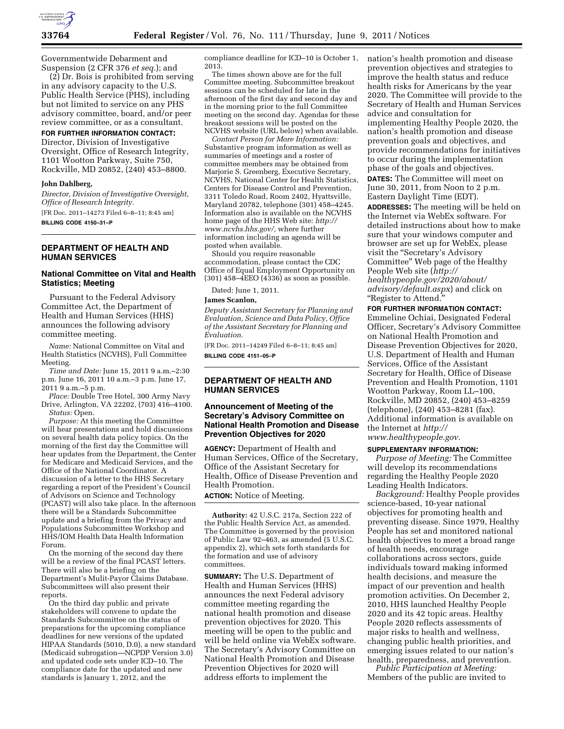Governmentwide Debarment and Suspension (2 CFR 376 *et seq.*); and

(2) Dr. Bois is prohibited from serving in any advisory capacity to the U.S. Public Health Service (PHS), including but not limited to service on any PHS advisory committee, board, and/or peer review committee, or as a consultant.

**FOR FURTHER INFORMATION CONTACT:** Director, Division of Investigative Oversight, Office of Research Integrity, 1101 Wootton Parkway, Suite 750, Rockville, MD 20852, (240) 453–8800.

**John Dahlberg,**

*Director, Division of Investigative Oversight, Office of Research Integrity.*

[FR Doc. 2011–14273 Filed 6–8–11; 8:45 am]

**BILLING CODE 4150–31–P**

## DEPARTMENT OF HEALTH AND HUMAN SERVICES

### National Committee on Vital and Health Statistics; Meeting

Pursuant to the Federal Advisory Committee Act, the Department of Health and Human Services (HHS) announces the following advisory committee meeting.

*Name:* National Committee on Vital and Health Statistics (NCVHS), Full Committee Meeting.

*Time and Date:* June 15, 2011 9 a.m.–2:30 p.m. June 16, 2011 10 a.m.–3 p.m. June 17, 2011 9 a.m.–5 p.m.

*Place:* Double Tree Hotel, 300 Army Navy Drive, Arlington, VA 22202, (703) 416–4100.

*Status:* Open.

*Purpose:* At this meeting the Committee will hear presentations and hold discussions on several health data policy topics. On the morning of the first day the Committee will hear updates from the Department, the Center for Medicare and Medicaid Services, and the Office of the National Coordinator. A discussion of a letter to the HHS Secretary regarding a report of the President's Council of Advisors on Science and Technology (PCAST) will also take place. In the afternoon there will be a Standards Subcommittee update and a briefing from the Privacy and Populations Subcommittee Workshop and HHS/IOM Health Data Health Information Forum.

On the morning of the second day there will be a review of the final PCAST letters. There will also be a briefing on the Department's Mulit-Payor Claims Database. Subcommittees will also present their reports.

On the third day public and private stakeholders will convene to update the Standards Subcommittee on the status of preparations for the upcoming compliance deadlines for new versions of the updated HIPAA Standards (5010, D.0), a new standard (Medicaid subrogation—NCPDP Version 3.0) and updated code sets under ICD–10. The compliance date for the updated and new standards is January 1, 2012, and the compliance deadline for ICD–10 is October 1, 2013.

The times shown above are for the full Committee meeting. Subcommittee breakout sessions can be scheduled for late in the afternoon of the first day and second day and in the morning prior to the full Committee meeting on the second day. Agendas for these breakout sessions will be posted on the NCVHS website (URL below) when available.

*Contact Person for More Information:* Substantive program information as well as summaries of meetings and a roster of committee members may be obtained from Marjorie S. Greenberg, Executive Secretary, NCVHS, National Center for Health Statistics, Centers for Disease Control and Prevention, 3311 Toledo Road, Room 2402, Hyattsville, Maryland 20782, telephone (301) 458–4245. Information also is available on the NCVHS home page of the HHS Web site: *http://www.ncvhs.hhs.gov/*, where further information including an agenda will be posted when available.

Should you require reasonable accommodation, please contact the CDC Office of Equal Employment Opportunity on (301) 458–4EEO (4336) as soon as possible.

Dated: June 1, 2011.

**James Scanlon,**

*Deputy Assistant Secretary for Planning and Evaluation, Science and Data Policy, Office of the Assistant Secretary for Planning and Evaluation.*

[FR Doc. 2011–14249 Filed 6–8–11; 8:45 am]

**BILLING CODE 4151–05–P**

## DEPARTMENT OF HEALTH AND HUMAN SERVICES

### Announcement of Meeting of the Secretary's Advisory Committee on National Health Promotion and Disease Prevention Objectives for 2020

**AGENCY:** Department of Health and Human Services, Office of the Secretary, Office of the Assistant Secretary for Health, Office of Disease Prevention and Health Promotion.

**ACTION:** Notice of Meeting.

**Authority:** 42 U.S.C. 217a, Section 222 of the Public Health Service Act, as amended. The Committee is governed by the provision of Public Law 92–463, as amended (5 U.S.C. appendix 2), which sets forth standards for the formation and use of advisory committees.

**SUMMARY:** The U.S. Department of Health and Human Services (HHS) announces the next Federal advisory committee meeting regarding the national health promotion and disease prevention objectives for 2020. This meeting will be open to the public and will be held online via WebEx software. The Secretary's Advisory Committee on National Health Promotion and Disease Prevention Objectives for 2020 will address efforts to implement the nation's health promotion and disease prevention objectives and strategies to improve the health status and reduce health risks for Americans by the year 2020. The Committee will provide to the Secretary of Health and Human Services advice and consultation for implementing Healthy People 2020, the nation's health promotion and disease prevention goals and objectives, and provide recommendations for initiatives to occur during the implementation phase of the goals and objectives.

**DATES:** The Committee will meet on June 30, 2011, from Noon to 2 p.m. Eastern Daylight Time (EDT).

**ADDRESSES:** The meeting will be held on the Internet via WebEx software. For detailed instructions about how to make sure that your windows computer and browser are set up for WebEx, please visit the "Secretary's Advisory Committee" Web page of the Healthy People Web site (*http://healthypeople.gov/2020/about/advisory/default.aspx*) and click on "Register to Attend."

**FOR FURTHER INFORMATION CONTACT:** Emmeline Ochiai, Designated Federal Officer, Secretary's Advisory Committee on National Health Promotion and Disease Prevention Objectives for 2020, U.S. Department of Health and Human Services, Office of the Assistant Secretary for Health, Office of Disease Prevention and Health Promotion, 1101 Wootton Parkway, Room LL–100, Rockville, MD 20852, (240) 453–8259 (telephone), (240) 453–8281 (fax). Additional information is available on the Internet at *http://www.healthypeople.gov.*

**SUPPLEMENTARY INFORMATION:**

*Purpose of Meeting:* The Committee will develop its recommendations regarding the Healthy People 2020 Leading Health Indicators.

*Background:* Healthy People provides science-based, 10-year national objectives for promoting health and preventing disease. Since 1979, Healthy People has set and monitored national health objectives to meet a broad range of health needs, encourage collaborations across sectors, guide individuals toward making informed health decisions, and measure the impact of our prevention and health promotion activities. On December 2, 2010, HHS launched Healthy People 2020 and its 42 topic areas. Healthy People 2020 reflects assessments of major risks to health and wellness, changing public health priorities, and emerging issues related to our nation's health, preparedness, and prevention.

*Public Participation at Meeting:* Members of the public are invited to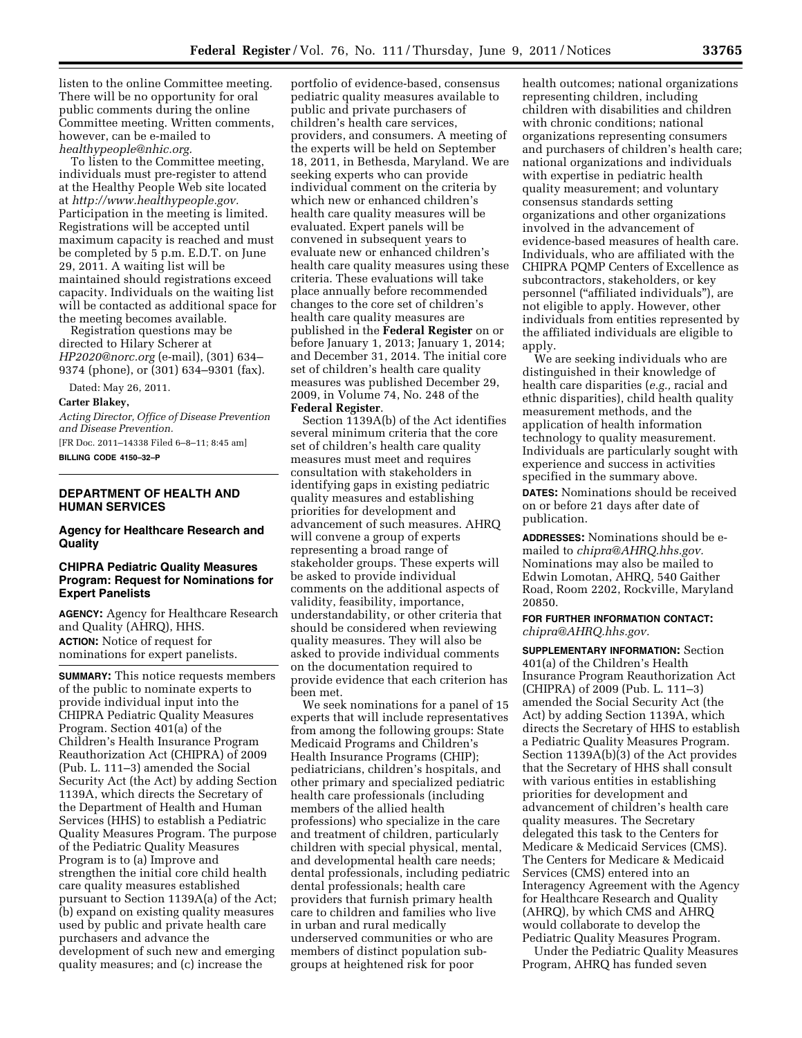listen to the online Committee meeting. There will be no opportunity for oral public comments during the online Committee meeting. Written comments, however, can be e-mailed to *healthypeople@nhic.org.*

To listen to the Committee meeting, individuals must pre-register to attend at the Healthy People Web site located at *http://www.healthypeople.gov.* Participation in the meeting is limited. Registrations will be accepted until maximum capacity is reached and must be completed by 5 p.m. E.D.T. on June 29, 2011. A waiting list will be maintained should registrations exceed capacity. Individuals on the waiting list will be contacted as additional space for the meeting becomes available.

Registration questions may be directed to Hilary Scherer at *HP2020@norc.org* (e-mail), (301) 634–9374 (phone), or (301) 634–9301 (fax).

Dated: May 26, 2011.

**Carter Blakey,**

*Acting Director, Office of Disease Prevention and Disease Prevention.*

[FR Doc. 2011–14338 Filed 6–8–11; 8:45 am]

**BILLING CODE 4150–32–P**

## DEPARTMENT OF HEALTH AND HUMAN SERVICES

### Agency for Healthcare Research and Quality

### CHIPRA Pediatric Quality Measures Program: Request for Nominations for Expert Panelists

**AGENCY:** Agency for Healthcare Research and Quality (AHRQ), HHS.

**ACTION:** Notice of request for nominations for expert panelists.

**SUMMARY:** This notice requests members of the public to nominate experts to provide individual input into the CHIPRA Pediatric Quality Measures Program. Section 401(a) of the Children's Health Insurance Program Reauthorization Act (CHIPRA) of 2009 (Pub. L. 111–3) amended the Social Security Act (the Act) by adding Section 1139A, which directs the Secretary of the Department of Health and Human Services (HHS) to establish a Pediatric Quality Measures Program. The purpose of the Pediatric Quality Measures Program is to (a) Improve and strengthen the initial core child health care quality measures established pursuant to Section 1139A(a) of the Act; (b) expand on existing quality measures used by public and private health care purchasers and advance the development of such new and emerging quality measures; and (c) increase the portfolio of evidence-based, consensus pediatric quality measures available to public and private purchasers of children's health care services, providers, and consumers. A meeting of the experts will be held on September 18, 2011, in Bethesda, Maryland. We are seeking experts who can provide individual comment on the criteria by which new or enhanced children's health care quality measures will be evaluated. Expert panels will be convened in subsequent years to evaluate new or enhanced children's health care quality measures using these criteria. These evaluations will take place annually before recommended changes to the core set of children's health care quality measures are published in the **Federal Register** on or before January 1, 2013; January 1, 2014; and December 31, 2014. The initial core set of children's health care quality measures was published December 29, 2009, in Volume 74, No. 248 of the **Federal Register**.

Section 1139A(b) of the Act identifies several minimum criteria that the core set of children's health care quality measures must meet and requires consultation with stakeholders in identifying gaps in existing pediatric quality measures and establishing priorities for development and advancement of such measures. AHRQ will convene a group of experts representing a broad range of stakeholder groups. These experts will be asked to provide individual comments on the additional aspects of validity, feasibility, importance, understandability, or other criteria that should be considered when reviewing quality measures. They will also be asked to provide individual comments on the documentation required to provide evidence that each criterion has been met.

We seek nominations for a panel of 15 experts that will include representatives from among the following groups: State Medicaid Programs and Children's Health Insurance Programs (CHIP); pediatricians, children's hospitals, and other primary and specialized pediatric health care professionals (including members of the allied health professions) who specialize in the care and treatment of children, particularly children with special physical, mental, and developmental health care needs; dental professionals, including pediatric dental professionals; health care providers that furnish primary health care to children and families who live in urban and rural medically underserved communities or who are members of distinct population sub-groups at heightened risk for poor health outcomes; national organizations representing children, including children with disabilities and children with chronic conditions; national organizations representing consumers and purchasers of children's health care; national organizations and individuals with expertise in pediatric health quality measurement; and voluntary consensus standards setting organizations and other organizations involved in the advancement of evidence-based measures of health care. Individuals, who are affiliated with the CHIPRA PQMP Centers of Excellence as subcontractors, stakeholders, or key personnel ("affiliated individuals"), are not eligible to apply. However, other individuals from entities represented by the affiliated individuals are eligible to apply.

We are seeking individuals who are distinguished in their knowledge of health care disparities (*e.g.,* racial and ethnic disparities), child health quality measurement methods, and the application of health information technology to quality measurement. Individuals are particularly sought with experience and success in activities specified in the summary above.

**DATES:** Nominations should be received on or before 21 days after date of publication.

**ADDRESSES:** Nominations should be e-mailed to *chipra@AHRQ.hhs.gov.* Nominations may also be mailed to Edwin Lomotan, AHRQ, 540 Gaither Road, Room 2202, Rockville, Maryland 20850.

**FOR FURTHER INFORMATION CONTACT:** *chipra@AHRQ.hhs.gov.*

**SUPPLEMENTARY INFORMATION:** Section 401(a) of the Children's Health Insurance Program Reauthorization Act (CHIPRA) of 2009 (Pub. L. 111–3) amended the Social Security Act (the Act) by adding Section 1139A, which directs the Secretary of HHS to establish a Pediatric Quality Measures Program. Section 1139A(b)(3) of the Act provides that the Secretary of HHS shall consult with various entities in establishing priorities for development and advancement of children's health care quality measures. The Secretary delegated this task to the Centers for Medicare & Medicaid Services (CMS). The Centers for Medicare & Medicaid Services (CMS) entered into an Interagency Agreement with the Agency for Healthcare Research and Quality (AHRQ), by which CMS and AHRQ would collaborate to develop the Pediatric Quality Measures Program.

Under the Pediatric Quality Measures Program, AHRQ has funded seven